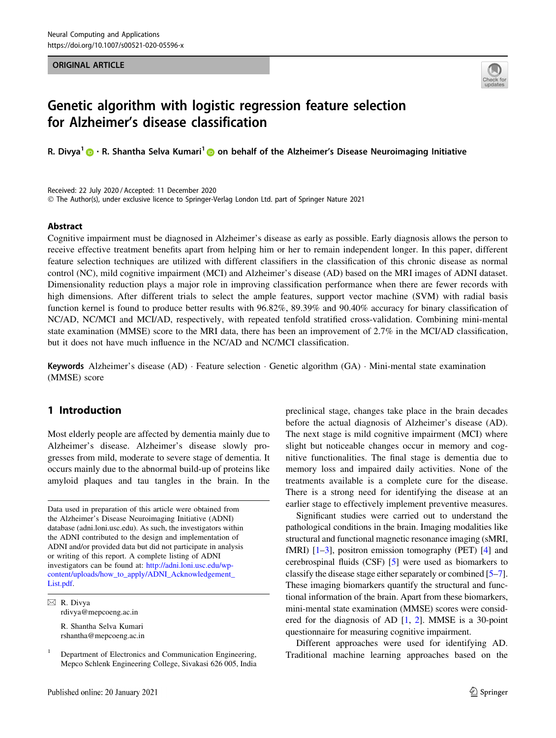ORIGINAL ARTICLE

# Genetic algorithm with logistic regression feature selection for Alzheimer's disease classification

**R. Divya[1] · R. Shantha Selva Kumari[1] on behalf of the Alzheimer's Disease Neuroimaging Initiative**

Received: 22 July 2020 / Accepted: 11 December 2020
© The Author(s), under exclusive licence to Springer-Verlag London Ltd. part of Springer Nature 2021

## Abstract

Cognitive impairment must be diagnosed in Alzheimer's disease as early as possible. Early diagnosis allows the person to receive effective treatment benefits apart from helping him or her to remain independent longer. In this paper, different feature selection techniques are utilized with different classifiers in the classification of this chronic disease as normal control (NC), mild cognitive impairment (MCI) and Alzheimer's disease (AD) based on the MRI images of ADNI dataset. Dimensionality reduction plays a major role in improving classification performance when there are fewer records with high dimensions. After different trials to select the ample features, support vector machine (SVM) with radial basis function kernel is found to produce better results with 96.82%, 89.39% and 90.40% accuracy for binary classification of NC/AD, NC/MCI and MCI/AD, respectively, with repeated tenfold stratified cross-validation. Combining mini-mental state examination (MMSE) score to the MRI data, there has been an improvement of 2.7% in the MCI/AD classification, but it does not have much influence in the NC/AD and NC/MCI classification.

**Keywords** Alzheimer's disease (AD) · Feature selection · Genetic algorithm (GA) · Mini-mental state examination (MMSE) score

## 1 Introduction

Most elderly people are affected by dementia mainly due to Alzheimer's disease. Alzheimer's disease slowly progresses from mild, moderate to severe stage of dementia. It occurs mainly due to the abnormal build-up of proteins like amyloid plaques and tau tangles in the brain. In the preclinical stage, changes take place in the brain decades before the actual diagnosis of Alzheimer's disease (AD). The next stage is mild cognitive impairment (MCI) where slight but noticeable changes occur in memory and cognitive functionalities. The final stage is dementia due to memory loss and impaired daily activities. None of the treatments available is a complete cure for the disease. There is a strong need for identifying the disease at an earlier stage to effectively implement preventive measures.

Significant studies were carried out to understand the pathological conditions in the brain. Imaging modalities like structural and functional magnetic resonance imaging (sMRI, fMRI) [1–3], positron emission tomography (PET) [4] and cerebrospinal fluids (CSF) [5] were used as biomarkers to classify the disease stage either separately or combined [5–7]. These imaging biomarkers quantify the structural and functional information of the brain. Apart from these biomarkers, mini-mental state examination (MMSE) scores were considered for the diagnosis of AD [1, 2]. MMSE is a 30-point questionnaire for measuring cognitive impairment.

Different approaches were used for identifying AD. Traditional machine learning approaches based on the

---

Data used in preparation of this article were obtained from the Alzheimer's Disease Neuroimaging Initiative (ADNI) database (adni.loni.usc.edu). As such, the investigators within the ADNI contributed to the design and implementation of ADNI and/or provided data but did not participate in analysis or writing of this report. A complete listing of ADNI investigators can be found at: http://adni.loni.usc.edu/wp-content/uploads/how_to_apply/ADNI_Acknowledgement_List.pdf.

✉ R. Divya
rdivya@mepcoeng.ac.in

R. Shantha Selva Kumari
rshantha@mepcoeng.ac.in

[1] Department of Electronics and Communication Engineering, Mepco Schlenk Engineering College, Sivakasi 626 005, India

Published online: 20 January 2021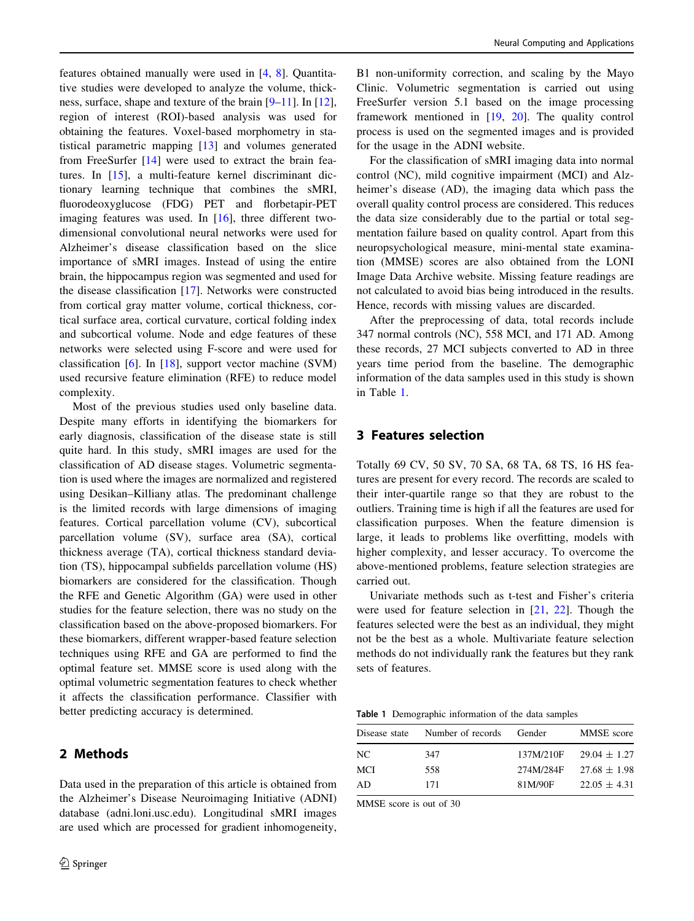features obtained manually were used in [4, 8]. Quantitative studies were developed to analyze the volume, thickness, surface, shape and texture of the brain [9–11]. In [12], region of interest (ROI)-based analysis was used for obtaining the features. Voxel-based morphometry in statistical parametric mapping [13] and volumes generated from FreeSurfer [14] were used to extract the brain features. In [15], a multi-feature kernel discriminant dictionary learning technique that combines the sMRI, fluorodeoxyglucose (FDG) PET and florbetapir-PET imaging features was used. In [16], three different two-dimensional convolutional neural networks were used for Alzheimer's disease classification based on the slice importance of sMRI images. Instead of using the entire brain, the hippocampus region was segmented and used for the disease classification [17]. Networks were constructed from cortical gray matter volume, cortical thickness, cortical surface area, cortical curvature, cortical folding index and subcortical volume. Node and edge features of these networks were selected using F-score and were used for classification [6]. In [18], support vector machine (SVM) used recursive feature elimination (RFE) to reduce model complexity.

Most of the previous studies used only baseline data. Despite many efforts in identifying the biomarkers for early diagnosis, classification of the disease state is still quite hard. In this study, sMRI images are used for the classification of AD disease stages. Volumetric segmentation is used where the images are normalized and registered using Desikan–Killiany atlas. The predominant challenge is the limited records with large dimensions of imaging features. Cortical parcellation volume (CV), subcortical parcellation volume (SV), surface area (SA), cortical thickness average (TA), cortical thickness standard deviation (TS), hippocampal subfields parcellation volume (HS) biomarkers are considered for the classification. Though the RFE and Genetic Algorithm (GA) were used in other studies for the feature selection, there was no study on the classification based on the above-proposed biomarkers. For these biomarkers, different wrapper-based feature selection techniques using RFE and GA are performed to find the optimal feature set. MMSE score is used along with the optimal volumetric segmentation features to check whether it affects the classification performance. Classifier with better predicting accuracy is determined.

## 2 Methods

Data used in the preparation of this article is obtained from the Alzheimer's Disease Neuroimaging Initiative (ADNI) database (adni.loni.usc.edu). Longitudinal sMRI images are used which are processed for gradient inhomogeneity, B1 non-uniformity correction, and scaling by the Mayo Clinic. Volumetric segmentation is carried out using FreeSurfer version 5.1 based on the image processing framework mentioned in [19, 20]. The quality control process is used on the segmented images and is provided for the usage in the ADNI website.

For the classification of sMRI imaging data into normal control (NC), mild cognitive impairment (MCI) and Alzheimer's disease (AD), the imaging data which pass the overall quality control process are considered. This reduces the data size considerably due to the partial or total segmentation failure based on quality control. Apart from this neuropsychological measure, mini-mental state examination (MMSE) scores are also obtained from the LONI Image Data Archive website. Missing feature readings are not calculated to avoid bias being introduced in the results. Hence, records with missing values are discarded.

After the preprocessing of data, total records include 347 normal controls (NC), 558 MCI, and 171 AD. Among these records, 27 MCI subjects converted to AD in three years time period from the baseline. The demographic information of the data samples used in this study is shown in Table 1.

## 3 Features selection

Totally 69 CV, 50 SV, 70 SA, 68 TA, 68 TS, 16 HS features are present for every record. The records are scaled to their inter-quartile range so that they are robust to the outliers. Training time is high if all the features are used for classification purposes. When the feature dimension is large, it leads to problems like overfitting, models with higher complexity, and lesser accuracy. To overcome the above-mentioned problems, feature selection strategies are carried out.

Univariate methods such as t-test and Fisher's criteria were used for feature selection in [21, 22]. Though the features selected were the best as an individual, they might not be the best as a whole. Multivariate feature selection methods do not individually rank the features but they rank sets of features.

**Table 1** Demographic information of the data samples

| Disease state | Number of records | Gender | MMSE score |
|---|---|---|---|
| NC | 347 | 137M/210F | $29.04 \pm 1.27$ |
| MCI | 558 | 274M/284F | $27.68 \pm 1.98$ |
| AD | 171 | 81M/90F | $22.05 \pm 4.31$ |

MMSE score is out of 30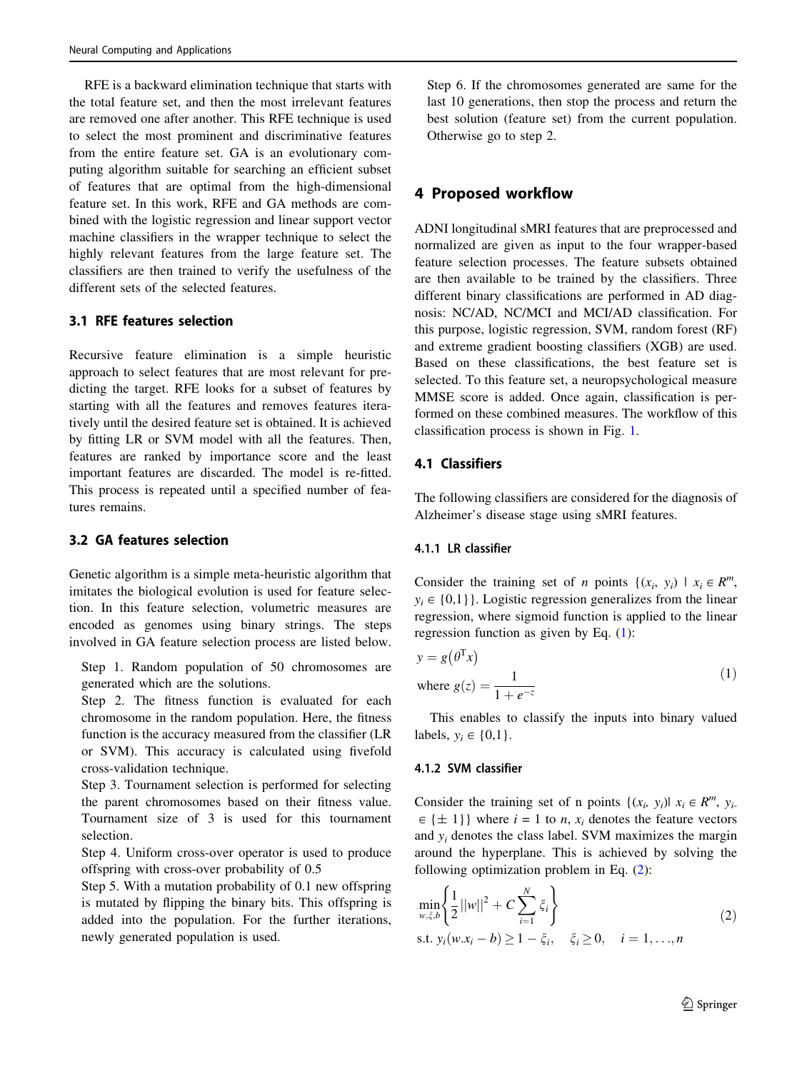RFE is a backward elimination technique that starts with the total feature set, and then the most irrelevant features are removed one after another. This RFE technique is used to select the most prominent and discriminative features from the entire feature set. GA is an evolutionary computing algorithm suitable for searching an efficient subset of features that are optimal from the high-dimensional feature set. In this work, RFE and GA methods are combined with the logistic regression and linear support vector machine classifiers in the wrapper technique to select the highly relevant features from the large feature set. The classifiers are then trained to verify the usefulness of the different sets of the selected features.

### 3.1 RFE features selection

Recursive feature elimination is a simple heuristic approach to select features that are most relevant for predicting the target. RFE looks for a subset of features by starting with all the features and removes features iteratively until the desired feature set is obtained. It is achieved by fitting LR or SVM model with all the features. Then, features are ranked by importance score and the least important features are discarded. The model is re-fitted. This process is repeated until a specified number of features remains.

### 3.2 GA features selection

Genetic algorithm is a simple meta-heuristic algorithm that imitates the biological evolution is used for feature selection. In this feature selection, volumetric measures are encoded as genomes using binary strings. The steps involved in GA feature selection process are listed below.

Step 1. Random population of 50 chromosomes are generated which are the solutions.

Step 2. The fitness function is evaluated for each chromosome in the random population. Here, the fitness function is the accuracy measured from the classifier (LR or SVM). This accuracy is calculated using fivefold cross-validation technique.

Step 3. Tournament selection is performed for selecting the parent chromosomes based on their fitness value. Tournament size of 3 is used for this tournament selection.

Step 4. Uniform cross-over operator is used to produce offspring with cross-over probability of 0.5

Step 5. With a mutation probability of 0.1 new offspring is mutated by flipping the binary bits. This offspring is added into the population. For the further iterations, newly generated population is used.

Step 6. If the chromosomes generated are same for the last 10 generations, then stop the process and return the best solution (feature set) from the current population. Otherwise go to step 2.

## 4 Proposed workflow

ADNI longitudinal sMRI features that are preprocessed and normalized are given as input to the four wrapper-based feature selection processes. The feature subsets obtained are then available to be trained by the classifiers. Three different binary classifications are performed in AD diagnosis: NC/AD, NC/MCI and MCI/AD classification. For this purpose, logistic regression, SVM, random forest (RF) and extreme gradient boosting classifiers (XGB) are used. Based on these classifications, the best feature set is selected. To this feature set, a neuropsychological measure MMSE score is added. Once again, classification is performed on these combined measures. The workflow of this classification process is shown in Fig. 1.

### 4.1 Classifiers

The following classifiers are considered for the diagnosis of Alzheimer's disease stage using sMRI features.

#### 4.1.1 LR classifier

Consider the training set of $n$ points $\{(x_i, y_i) \mid x_i \in R^m, y_i \in \{0,1\}\}$. Logistic regression generalizes from the linear regression, where sigmoid function is applied to the linear regression function as given by Eq. (1):

$$y = g(\theta^{\mathrm{T}} x) \quad \text{where } g(z) = \frac{1}{1 + e^{-z}} \tag{1}$$

This enables to classify the inputs into binary valued labels, $y_i \in \{0,1\}$.

#### 4.1.2 SVM classifier

Consider the training set of n points $\{(x_i, y_i) | x_i \in R^m, y_i \in \{\pm 1\}\}$ where $i = 1$ to $n$, $x_i$ denotes the feature vectors and $y_i$ denotes the class label. SVM maximizes the margin around the hyperplane. This is achieved by solving the following optimization problem in Eq. (2):

$$\min_{w,\xi,b} \left\{ \frac{1}{2} ||w||^2 + C \sum_{i=1}^{N} \xi_i \right\} \quad \text{s.t. } y_i(w.x_i - b) \geq 1 - \xi_i, \quad \xi_i \geq 0, \quad i = 1, \ldots, n \tag{2}$$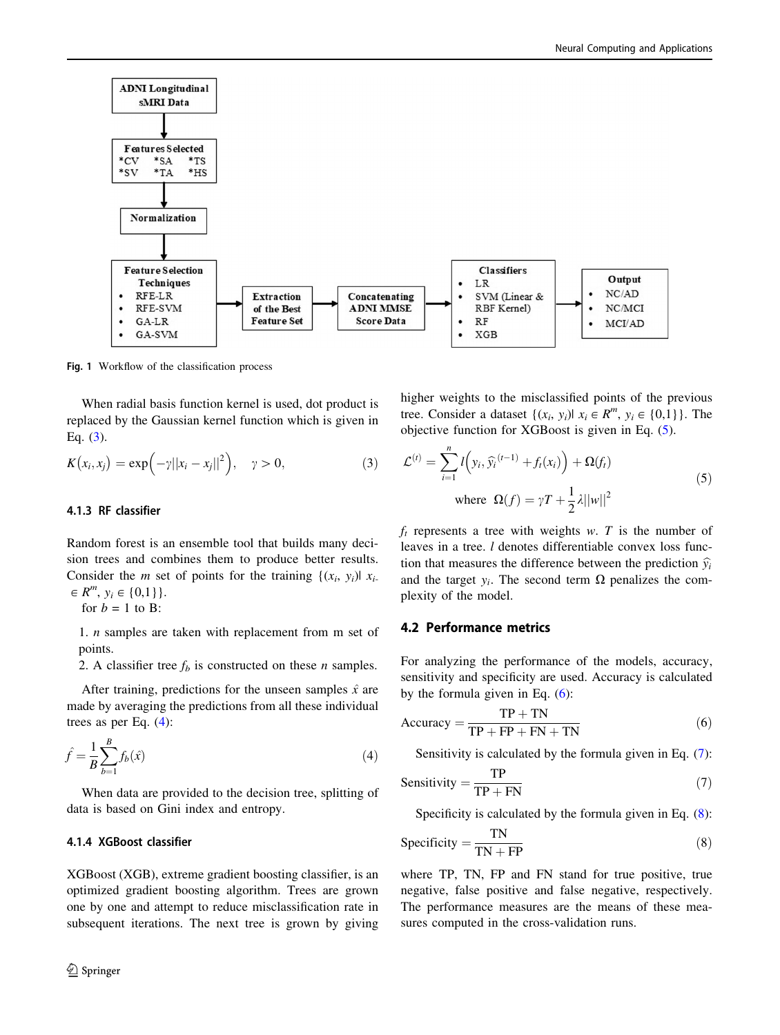Fig. 1 Workflow of the classification process

When radial basis function kernel is used, dot product is replaced by the Gaussian kernel function which is given in Eq. (3).

$$K(x_i, x_j) = \exp\left(-\gamma ||x_i - x_j||^2\right), \quad \gamma > 0, \tag{3}$$

#### 4.1.3 RF classifier

Random forest is an ensemble tool that builds many decision trees and combines them to produce better results. Consider the $m$ set of points for the training $\{(x_i, y_i)| x_i \in R^m, y_i \in \{0,1\}\}$.

for $b = 1$ to B:

1. $n$ samples are taken with replacement from m set of points.
2. A classifier tree $f_b$ is constructed on these $n$ samples.

After training, predictions for the unseen samples $\hat{x}$ are made by averaging the predictions from all these individual trees as per Eq. (4):

$$\hat{f} = \frac{1}{B}\sum_{b=1}^{B} f_b(\hat{x}) \tag{4}$$

When data are provided to the decision tree, splitting of data is based on Gini index and entropy.

#### 4.1.4 XGBoost classifier

XGBoost (XGB), extreme gradient boosting classifier, is an optimized gradient boosting algorithm. Trees are grown one by one and attempt to reduce misclassification rate in subsequent iterations. The next tree is grown by giving higher weights to the misclassified points of the previous tree. Consider a dataset $\{(x_i, y_i)| x_i \in R^m, y_i \in \{0,1\}\}$. The objective function for XGBoost is given in Eq. (5).

$$\mathcal{L}^{(t)} = \sum_{i=1}^{n} l\left(y_i, \hat{y}_i^{(t-1)} + f_t(x_i)\right) + \Omega(f_t)$$
$$\text{where} \quad \Omega(f) = \gamma T + \frac{1}{2}\lambda ||w||^2 \tag{5}$$

$f_t$ represents a tree with weights $w$. $T$ is the number of leaves in a tree. $l$ denotes differentiable convex loss function that measures the difference between the prediction $\hat{y}_i$ and the target $y_i$. The second term $\Omega$ penalizes the complexity of the model.

### 4.2 Performance metrics

For analyzing the performance of the models, accuracy, sensitivity and specificity are used. Accuracy is calculated by the formula given in Eq. (6):

$$\text{Accuracy} = \frac{\text{TP} + \text{TN}}{\text{TP} + \text{FP} + \text{FN} + \text{TN}} \tag{6}$$

Sensitivity is calculated by the formula given in Eq. (7):

$$\text{Sensitivity} = \frac{\text{TP}}{\text{TP} + \text{FN}} \tag{7}$$

Specificity is calculated by the formula given in Eq. (8):

$$\text{Specificity} = \frac{\text{TN}}{\text{TN} + \text{FP}} \tag{8}$$

where TP, TN, FP and FN stand for true positive, true negative, false positive and false negative, respectively. The performance measures are the means of these measures computed in the cross-validation runs.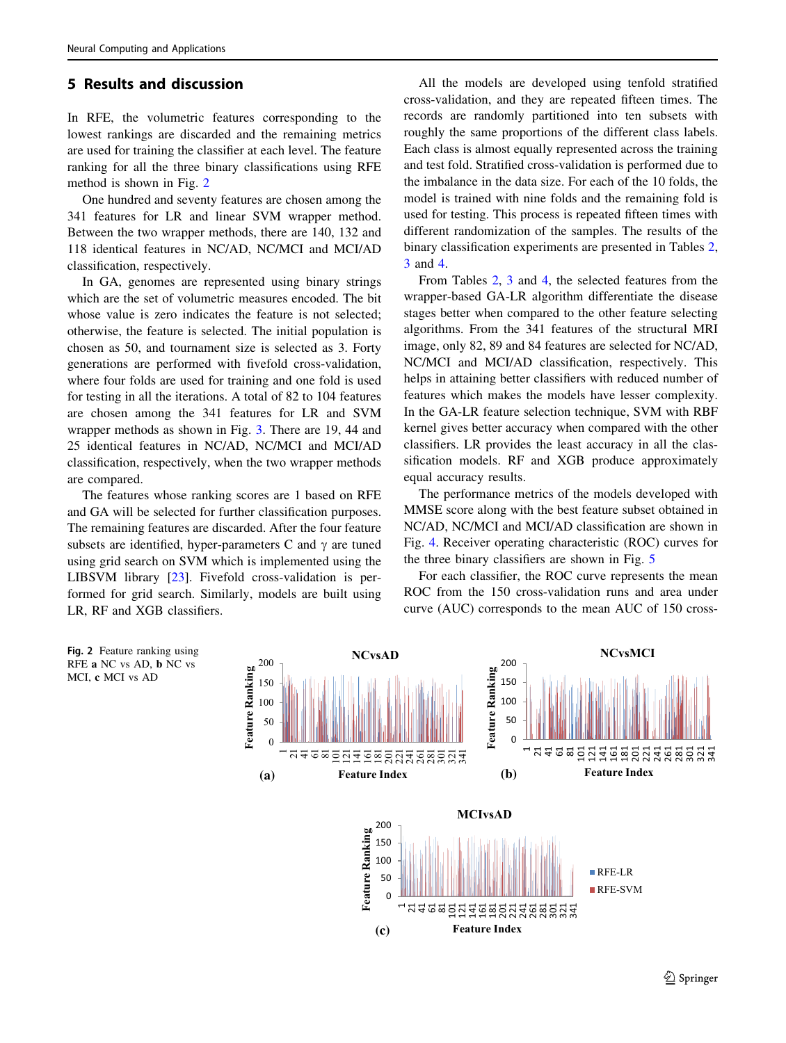## 5 Results and discussion

In RFE, the volumetric features corresponding to the lowest rankings are discarded and the remaining metrics are used for training the classifier at each level. The feature ranking for all the three binary classifications using RFE method is shown in Fig. 2

One hundred and seventy features are chosen among the 341 features for LR and linear SVM wrapper method. Between the two wrapper methods, there are 140, 132 and 118 identical features in NC/AD, NC/MCI and MCI/AD classification, respectively.

In GA, genomes are represented using binary strings which are the set of volumetric measures encoded. The bit whose value is zero indicates the feature is not selected; otherwise, the feature is selected. The initial population is chosen as 50, and tournament size is selected as 3. Forty generations are performed with fivefold cross-validation, where four folds are used for training and one fold is used for testing in all the iterations. A total of 82 to 104 features are chosen among the 341 features for LR and SVM wrapper methods as shown in Fig. 3. There are 19, 44 and 25 identical features in NC/AD, NC/MCI and MCI/AD classification, respectively, when the two wrapper methods are compared.

The features whose ranking scores are 1 based on RFE and GA will be selected for further classification purposes. The remaining features are discarded. After the four feature subsets are identified, hyper-parameters C and $\gamma$ are tuned using grid search on SVM which is implemented using the LIBSVM library [23]. Fivefold cross-validation is performed for grid search. Similarly, models are built using LR, RF and XGB classifiers.

All the models are developed using tenfold stratified cross-validation, and they are repeated fifteen times. The records are randomly partitioned into ten subsets with roughly the same proportions of the different class labels. Each class is almost equally represented across the training and test fold. Stratified cross-validation is performed due to the imbalance in the data size. For each of the 10 folds, the model is trained with nine folds and the remaining fold is used for testing. This process is repeated fifteen times with different randomization of the samples. The results of the binary classification experiments are presented in Tables 2, 3 and 4.

From Tables 2, 3 and 4, the selected features from the wrapper-based GA-LR algorithm differentiate the disease stages better when compared to the other feature selecting algorithms. From the 341 features of the structural MRI image, only 82, 89 and 84 features are selected for NC/AD, NC/MCI and MCI/AD classification, respectively. This helps in attaining better classifiers with reduced number of features which makes the models have lesser complexity. In the GA-LR feature selection technique, SVM with RBF kernel gives better accuracy when compared with the other classifiers. LR provides the least accuracy in all the classification models. RF and XGB produce approximately equal accuracy results.

The performance metrics of the models developed with MMSE score along with the best feature subset obtained in NC/AD, NC/MCI and MCI/AD classification are shown in Fig. 4. Receiver operating characteristic (ROC) curves for the three binary classifiers are shown in Fig. 5

For each classifier, the ROC curve represents the mean ROC from the 150 cross-validation runs and area under curve (AUC) corresponds to the mean AUC of 150 cross-

**Fig. 2** Feature ranking using RFE **a** NC vs AD, **b** NC vs MCI, **c** MCI vs AD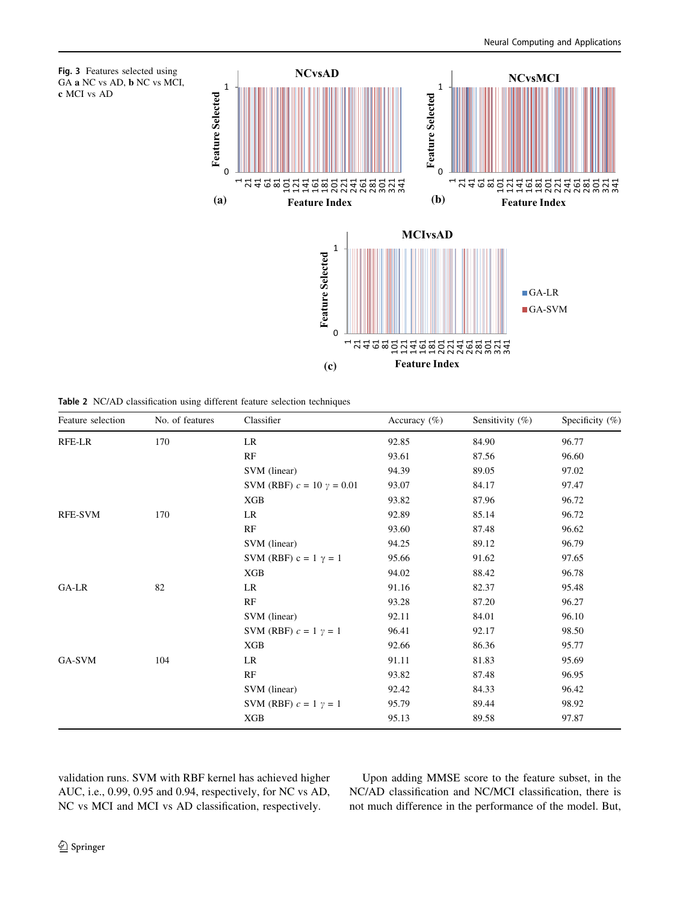Fig. 3 Features selected using GA **a** NC vs AD, **b** NC vs MCI, **c** MCI vs AD

**Table 2** NC/AD classification using different feature selection techniques

| Feature selection | No. of features | Classifier | Accuracy (%) | Sensitivity (%) | Specificity (%) |
|---|---|---|---|---|---|
| RFE-LR | 170 | LR | 92.85 | 84.90 | 96.77 |
| | | RF | 93.61 | 87.56 | 96.60 |
| | | SVM (linear) | 94.39 | 89.05 | 97.02 |
| | | SVM (RBF) $c = 10$ $\gamma = 0.01$ | 93.07 | 84.17 | 97.47 |
| | | XGB | 93.82 | 87.96 | 96.72 |
| RFE-SVM | 170 | LR | 92.89 | 85.14 | 96.72 |
| | | RF | 93.60 | 87.48 | 96.62 |
| | | SVM (linear) | 94.25 | 89.12 | 96.79 |
| | | SVM (RBF) $c = 1$ $\gamma = 1$ | 95.66 | 91.62 | 97.65 |
| | | XGB | 94.02 | 88.42 | 96.78 |
| GA-LR | 82 | LR | 91.16 | 82.37 | 95.48 |
| | | RF | 93.28 | 87.20 | 96.27 |
| | | SVM (linear) | 92.11 | 84.01 | 96.10 |
| | | SVM (RBF) $c = 1$ $\gamma = 1$ | 96.41 | 92.17 | 98.50 |
| | | XGB | 92.66 | 86.36 | 95.77 |
| GA-SVM | 104 | LR | 91.11 | 81.83 | 95.69 |
| | | RF | 93.82 | 87.48 | 96.95 |
| | | SVM (linear) | 92.42 | 84.33 | 96.42 |
| | | SVM (RBF) $c = 1$ $\gamma = 1$ | 95.79 | 89.44 | 98.92 |
| | | XGB | 95.13 | 89.58 | 97.87 |

validation runs. SVM with RBF kernel has achieved higher AUC, i.e., 0.99, 0.95 and 0.94, respectively, for NC vs AD, NC vs MCI and MCI vs AD classification, respectively.

Upon adding MMSE score to the feature subset, in the NC/AD classification and NC/MCI classification, there is not much difference in the performance of the model. But,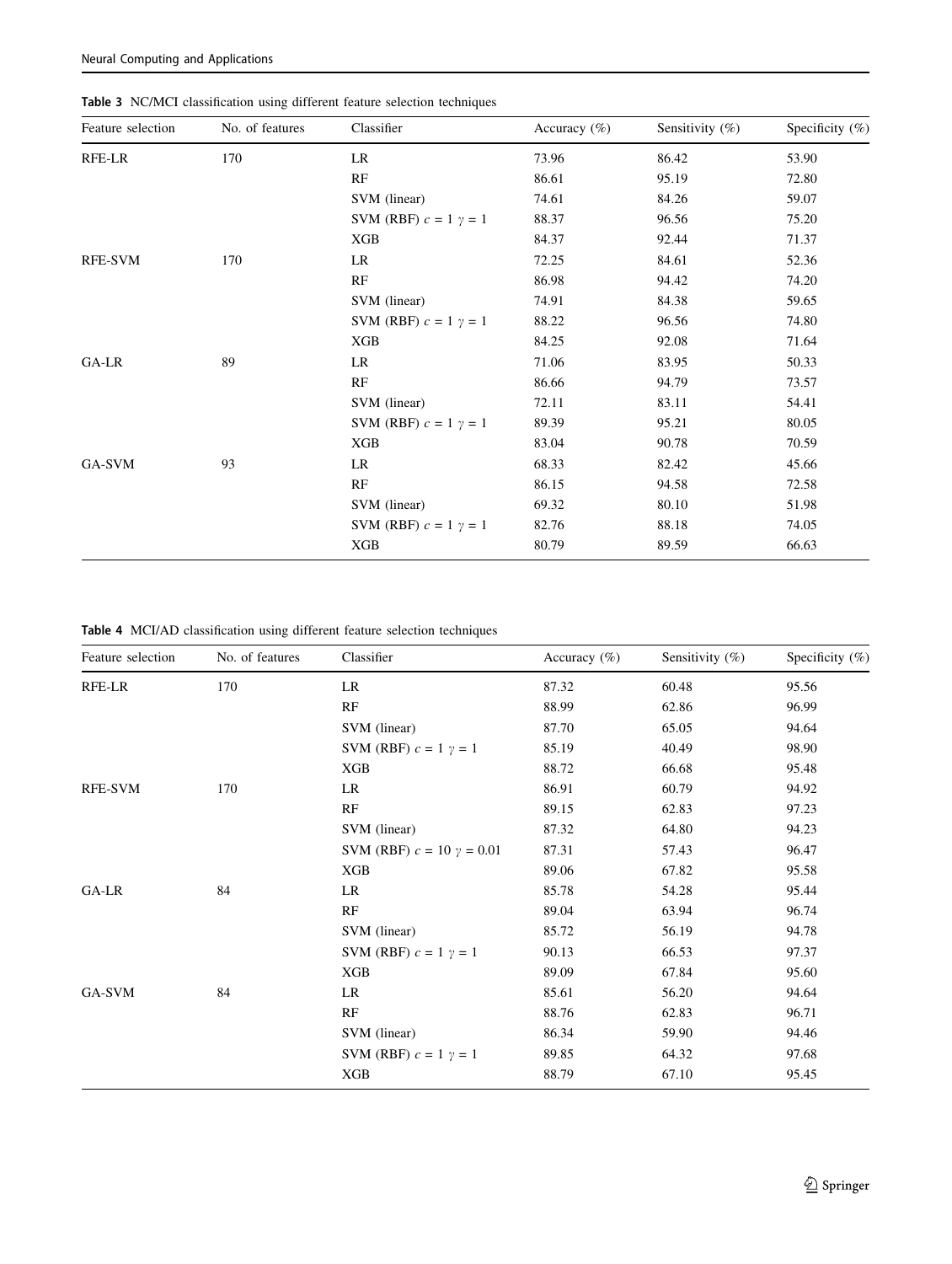**Table 3** NC/MCI classification using different feature selection techniques

| Feature selection | No. of features | Classifier | Accuracy (%) | Sensitivity (%) | Specificity (%) |
|---|---|---|---|---|---|
| RFE-LR | 170 | LR | 73.96 | 86.42 | 53.90 |
| | | RF | 86.61 | 95.19 | 72.80 |
| | | SVM (linear) | 74.61 | 84.26 | 59.07 |
| | | SVM (RBF) $c = 1$ $\gamma = 1$ | 88.37 | 96.56 | 75.20 |
| | | XGB | 84.37 | 92.44 | 71.37 |
| RFE-SVM | 170 | LR | 72.25 | 84.61 | 52.36 |
| | | RF | 86.98 | 94.42 | 74.20 |
| | | SVM (linear) | 74.91 | 84.38 | 59.65 |
| | | SVM (RBF) $c = 1$ $\gamma = 1$ | 88.22 | 96.56 | 74.80 |
| | | XGB | 84.25 | 92.08 | 71.64 |
| GA-LR | 89 | LR | 71.06 | 83.95 | 50.33 |
| | | RF | 86.66 | 94.79 | 73.57 |
| | | SVM (linear) | 72.11 | 83.11 | 54.41 |
| | | SVM (RBF) $c = 1$ $\gamma = 1$ | 89.39 | 95.21 | 80.05 |
| | | XGB | 83.04 | 90.78 | 70.59 |
| GA-SVM | 93 | LR | 68.33 | 82.42 | 45.66 |
| | | RF | 86.15 | 94.58 | 72.58 |
| | | SVM (linear) | 69.32 | 80.10 | 51.98 |
| | | SVM (RBF) $c = 1$ $\gamma = 1$ | 82.76 | 88.18 | 74.05 |
| | | XGB | 80.79 | 89.59 | 66.63 |

**Table 4** MCI/AD classification using different feature selection techniques

| Feature selection | No. of features | Classifier | Accuracy (%) | Sensitivity (%) | Specificity (%) |
|---|---|---|---|---|---|
| RFE-LR | 170 | LR | 87.32 | 60.48 | 95.56 |
| | | RF | 88.99 | 62.86 | 96.99 |
| | | SVM (linear) | 87.70 | 65.05 | 94.64 |
| | | SVM (RBF) $c = 1$ $\gamma = 1$ | 85.19 | 40.49 | 98.90 |
| | | XGB | 88.72 | 66.68 | 95.48 |
| RFE-SVM | 170 | LR | 86.91 | 60.79 | 94.92 |
| | | RF | 89.15 | 62.83 | 97.23 |
| | | SVM (linear) | 87.32 | 64.80 | 94.23 |
| | | SVM (RBF) $c = 10$ $\gamma = 0.01$ | 87.31 | 57.43 | 96.47 |
| | | XGB | 89.06 | 67.82 | 95.58 |
| GA-LR | 84 | LR | 85.78 | 54.28 | 95.44 |
| | | RF | 89.04 | 63.94 | 96.74 |
| | | SVM (linear) | 85.72 | 56.19 | 94.78 |
| | | SVM (RBF) $c = 1$ $\gamma = 1$ | 90.13 | 66.53 | 97.37 |
| | | XGB | 89.09 | 67.84 | 95.60 |
| GA-SVM | 84 | LR | 85.61 | 56.20 | 94.64 |
| | | RF | 88.76 | 62.83 | 96.71 |
| | | SVM (linear) | 86.34 | 59.90 | 94.46 |
| | | SVM (RBF) $c = 1$ $\gamma = 1$ | 89.85 | 64.32 | 97.68 |
| | | XGB | 88.79 | 67.10 | 95.45 |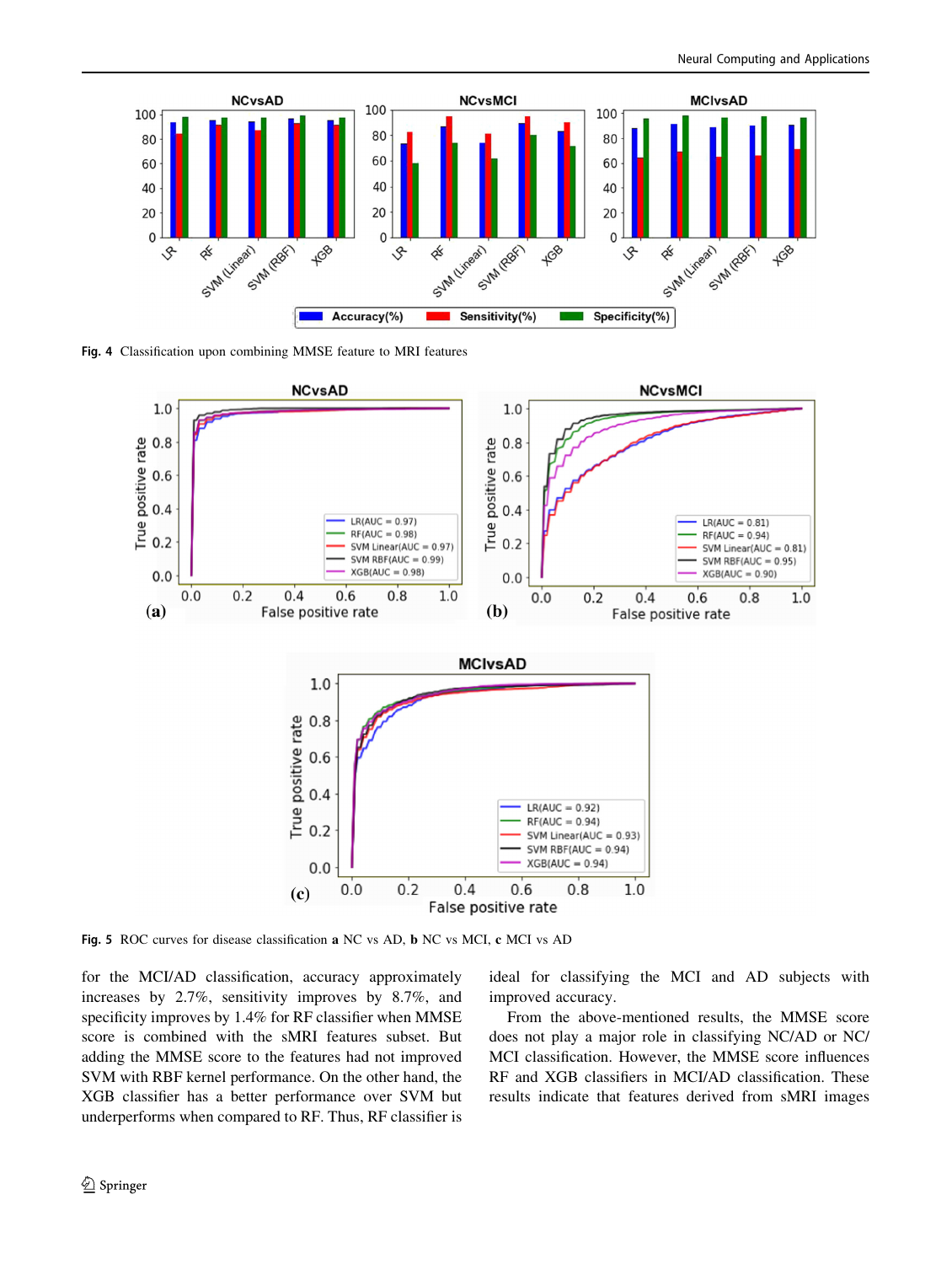Fig. 4 Classification upon combining MMSE feature to MRI features

Fig. 5 ROC curves for disease classification **a** NC vs AD, **b** NC vs MCI, **c** MCI vs AD

for the MCI/AD classification, accuracy approximately increases by 2.7%, sensitivity improves by 8.7%, and specificity improves by 1.4% for RF classifier when MMSE score is combined with the sMRI features subset. But adding the MMSE score to the features had not improved SVM with RBF kernel performance. On the other hand, the XGB classifier has a better performance over SVM but underperforms when compared to RF. Thus, RF classifier is ideal for classifying the MCI and AD subjects with improved accuracy.

From the above-mentioned results, the MMSE score does not play a major role in classifying NC/AD or NC/MCI classification. However, the MMSE score influences RF and XGB classifiers in MCI/AD classification. These results indicate that features derived from sMRI images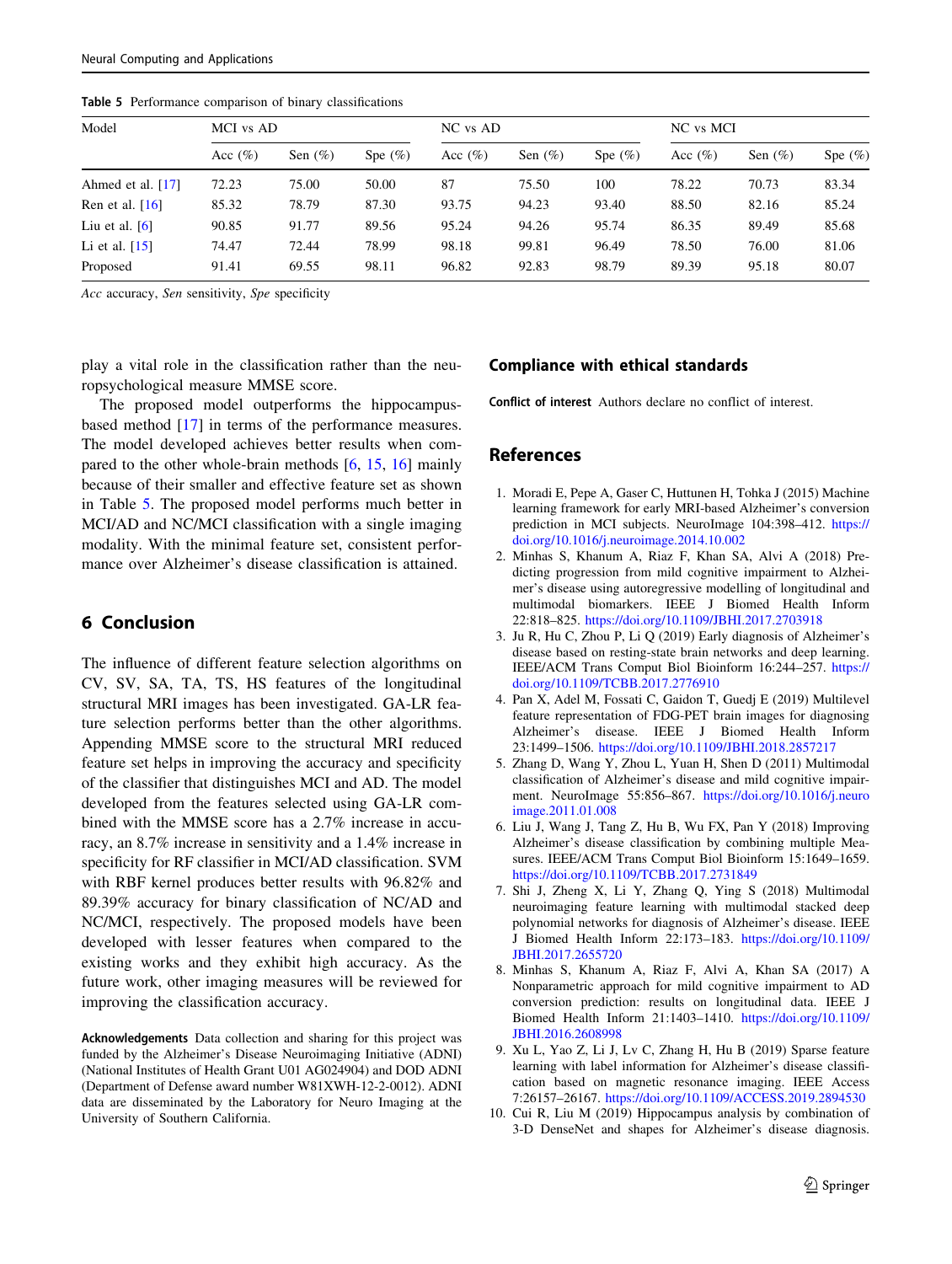**Table 5** Performance comparison of binary classifications

| Model | MCI vs AD | | | NC vs AD | | | NC vs MCI | | |
|---|---|---|---|---|---|---|---|---|---|
| | Acc (%) | Sen (%) | Spe (%) | Acc (%) | Sen (%) | Spe (%) | Acc (%) | Sen (%) | Spe (%) |
| Ahmed et al. [17] | 72.23 | 75.00 | 50.00 | 87 | 75.50 | 100 | 78.22 | 70.73 | 83.34 |
| Ren et al. [16] | 85.32 | 78.79 | 87.30 | 93.75 | 94.23 | 93.40 | 88.50 | 82.16 | 85.24 |
| Liu et al. [6] | 90.85 | 91.77 | 89.56 | 95.24 | 94.26 | 95.74 | 86.35 | 89.49 | 85.68 |
| Li et al. [15] | 74.47 | 72.44 | 78.99 | 98.18 | 99.81 | 96.49 | 78.50 | 76.00 | 81.06 |
| Proposed | 91.41 | 69.55 | 98.11 | 96.82 | 92.83 | 98.79 | 89.39 | 95.18 | 80.07 |

*Acc* accuracy, *Sen* sensitivity, *Spe* specificity

play a vital role in the classification rather than the neuropsychological measure MMSE score.

The proposed model outperforms the hippocampus-based method [17] in terms of the performance measures. The model developed achieves better results when compared to the other whole-brain methods [6, 15, 16] mainly because of their smaller and effective feature set as shown in Table 5. The proposed model performs much better in MCI/AD and NC/MCI classification with a single imaging modality. With the minimal feature set, consistent performance over Alzheimer's disease classification is attained.

## 6 Conclusion

The influence of different feature selection algorithms on CV, SV, SA, TA, TS, HS features of the longitudinal structural MRI images has been investigated. GA-LR feature selection performs better than the other algorithms. Appending MMSE score to the structural MRI reduced feature set helps in improving the accuracy and specificity of the classifier that distinguishes MCI and AD. The model developed from the features selected using GA-LR combined with the MMSE score has a 2.7% increase in accuracy, an 8.7% increase in sensitivity and a 1.4% increase in specificity for RF classifier in MCI/AD classification. SVM with RBF kernel produces better results with 96.82% and 89.39% accuracy for binary classification of NC/AD and NC/MCI, respectively. The proposed models have been developed with lesser features when compared to the existing works and they exhibit high accuracy. As the future work, other imaging measures will be reviewed for improving the classification accuracy.

**Acknowledgements** Data collection and sharing for this project was funded by the Alzheimer's Disease Neuroimaging Initiative (ADNI) (National Institutes of Health Grant U01 AG024904) and DOD ADNI (Department of Defense award number W81XWH-12-2-0012). ADNI data are disseminated by the Laboratory for Neuro Imaging at the University of Southern California.

## Compliance with ethical standards

**Conflict of interest** Authors declare no conflict of interest.

## References

1. Moradi E, Pepe A, Gaser C, Huttunen H, Tohka J (2015) Machine learning framework for early MRI-based Alzheimer's conversion prediction in MCI subjects. NeuroImage 104:398–412. https://doi.org/10.1016/j.neuroimage.2014.10.002
2. Minhas S, Khanum A, Riaz F, Khan SA, Alvi A (2018) Predicting progression from mild cognitive impairment to Alzheimer's disease using autoregressive modelling of longitudinal and multimodal biomarkers. IEEE J Biomed Health Inform 22:818–825. https://doi.org/10.1109/JBHI.2017.2703918
3. Ju R, Hu C, Zhou P, Li Q (2019) Early diagnosis of Alzheimer's disease based on resting-state brain networks and deep learning. IEEE/ACM Trans Comput Biol Bioinform 16:244–257. https://doi.org/10.1109/TCBB.2017.2776910
4. Pan X, Adel M, Fossati C, Gaidon T, Guedj E (2019) Multilevel feature representation of FDG-PET brain images for diagnosing Alzheimer's disease. IEEE J Biomed Health Inform 23:1499–1506. https://doi.org/10.1109/JBHI.2018.2857217
5. Zhang D, Wang Y, Zhou L, Yuan H, Shen D (2011) Multimodal classification of Alzheimer's disease and mild cognitive impairment. NeuroImage 55:856–867. https://doi.org/10.1016/j.neuroimage.2011.01.008
6. Liu J, Wang J, Tang Z, Hu B, Wu FX, Pan Y (2018) Improving Alzheimer's disease classification by combining multiple Measures. IEEE/ACM Trans Comput Biol Bioinform 15:1649–1659. https://doi.org/10.1109/TCBB.2017.2731849
7. Shi J, Zheng X, Li Y, Zhang Q, Ying S (2018) Multimodal neuroimaging feature learning with multimodal stacked deep polynomial networks for diagnosis of Alzheimer's disease. IEEE J Biomed Health Inform 22:173–183. https://doi.org/10.1109/JBHI.2017.2655720
8. Minhas S, Khanum A, Riaz F, Alvi A, Khan SA (2017) A Nonparametric approach for mild cognitive impairment to AD conversion prediction: results on longitudinal data. IEEE J Biomed Health Inform 21:1403–1410. https://doi.org/10.1109/JBHI.2016.2608998
9. Xu L, Yao Z, Li J, Lv C, Zhang H, Hu B (2019) Sparse feature learning with label information for Alzheimer's disease classification based on magnetic resonance imaging. IEEE Access 7:26157–26167. https://doi.org/10.1109/ACCESS.2019.2894530
10. Cui R, Liu M (2019) Hippocampus analysis by combination of 3-D DenseNet and shapes for Alzheimer's disease diagnosis.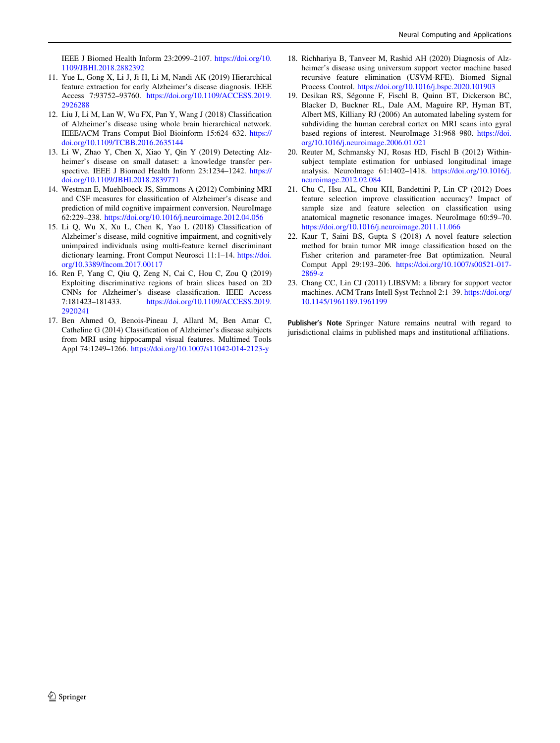IEEE J Biomed Health Inform 23:2099–2107. https://doi.org/10.1109/JBHI.2018.2882392

11. Yue L, Gong X, Li J, Ji H, Li M, Nandi AK (2019) Hierarchical feature extraction for early Alzheimer's disease diagnosis. IEEE Access 7:93752–93760. https://doi.org/10.1109/ACCESS.2019.2926288
12. Liu J, Li M, Lan W, Wu FX, Pan Y, Wang J (2018) Classification of Alzheimer's disease using whole brain hierarchical network. IEEE/ACM Trans Comput Biol Bioinform 15:624–632. https://doi.org/10.1109/TCBB.2016.2635144
13. Li W, Zhao Y, Chen X, Xiao Y, Qin Y (2019) Detecting Alzheimer's disease on small dataset: a knowledge transfer perspective. IEEE J Biomed Health Inform 23:1234–1242. https://doi.org/10.1109/JBHI.2018.2839771
14. Westman E, Muehlboeck JS, Simmons A (2012) Combining MRI and CSF measures for classification of Alzheimer's disease and prediction of mild cognitive impairment conversion. NeuroImage 62:229–238. https://doi.org/10.1016/j.neuroimage.2012.04.056
15. Li Q, Wu X, Xu L, Chen K, Yao L (2018) Classification of Alzheimer's disease, mild cognitive impairment, and cognitively unimpaired individuals using multi-feature kernel discriminant dictionary learning. Front Comput Neurosci 11:1–14. https://doi.org/10.3389/fncom.2017.00117
16. Ren F, Yang C, Qiu Q, Zeng N, Cai C, Hou C, Zou Q (2019) Exploiting discriminative regions of brain slices based on 2D CNNs for Alzheimer's disease classification. IEEE Access 7:181423–181433. https://doi.org/10.1109/ACCESS.2019.2920241
17. Ben Ahmed O, Benois-Pineau J, Allard M, Ben Amar C, Catheline G (2014) Classification of Alzheimer's disease subjects from MRI using hippocampal visual features. Multimed Tools Appl 74:1249–1266. https://doi.org/10.1007/s11042-014-2123-y
18. Richhariya B, Tanveer M, Rashid AH (2020) Diagnosis of Alzheimer's disease using universum support vector machine based recursive feature elimination (USVM-RFE). Biomed Signal Process Control. https://doi.org/10.1016/j.bspc.2020.101903
19. Desikan RS, Ségonne F, Fischl B, Quinn BT, Dickerson BC, Blacker D, Buckner RL, Dale AM, Maguire RP, Hyman BT, Albert MS, Killiany RJ (2006) An automated labeling system for subdividing the human cerebral cortex on MRI scans into gyral based regions of interest. NeuroImage 31:968–980. https://doi.org/10.1016/j.neuroimage.2006.01.021
20. Reuter M, Schmansky NJ, Rosas HD, Fischl B (2012) Within-subject template estimation for unbiased longitudinal image analysis. NeuroImage 61:1402–1418. https://doi.org/10.1016/j.neuroimage.2012.02.084
21. Chu C, Hsu AL, Chou KH, Bandettini P, Lin CP (2012) Does feature selection improve classification accuracy? Impact of sample size and feature selection on classification using anatomical magnetic resonance images. NeuroImage 60:59–70. https://doi.org/10.1016/j.neuroimage.2011.11.066
22. Kaur T, Saini BS, Gupta S (2018) A novel feature selection method for brain tumor MR image classification based on the Fisher criterion and parameter-free Bat optimization. Neural Comput Appl 29:193–206. https://doi.org/10.1007/s00521-017-2869-z
23. Chang CC, Lin CJ (2011) LIBSVM: a library for support vector machines. ACM Trans Intell Syst Technol 2:1–39. https://doi.org/10.1145/1961189.1961199

**Publisher's Note** Springer Nature remains neutral with regard to jurisdictional claims in published maps and institutional affiliations.